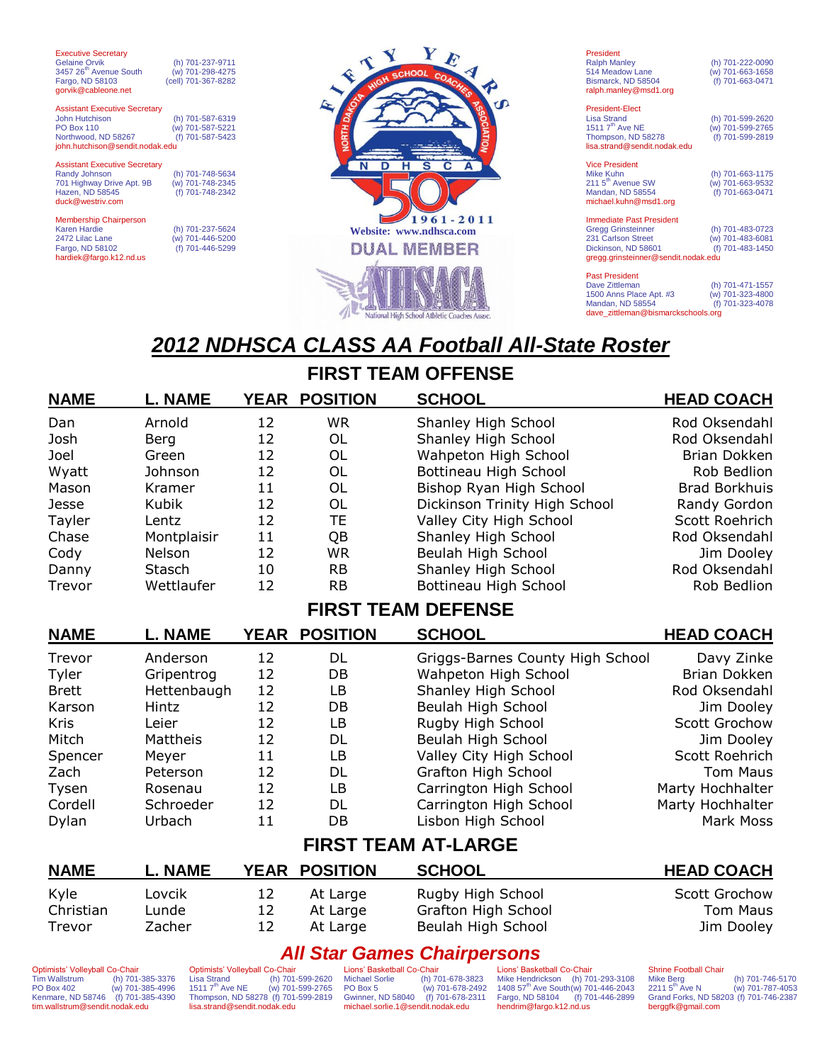Executive Secretary
Gelaine Orvik (h) 701-237-9711
3457 26th Avenue South (w) 701-298-4275
Fargo, ND 58103 (cell) 701-367-8282
gorvik@cableone.net

Assistant Executive Secretary
John Hutchison (h) 701-587-6319
PO Box 110 (w) 701-587-5221
Northwood, ND 58267 (f) 701-587-5423
john.hutchison@sendit.nodak.edu

Assistant Executive Secretary
Randy Johnson (h) 701-748-5634
701 Highway Drive Apt. 9B (w) 701-748-2345
Hazen, ND 58545 (f) 701-748-2342
duck@westriv.com

Membership Chairperson
Karen Hardie (h) 701-237-5624
2472 Lilac Lane (w) 701-446-5200
Fargo, ND 58102 (f) 701-446-5299
hardiek@fargo.k12.nd.us

FIFTY YEARS — North Dakota High School Coaches Association — NDHSCA — 1961-2011

Website: www.ndhsca.com

DUAL MEMBER — NHSACA — National High School Athletic Coaches Assoc.

President
Ralph Manley (h) 701-222-0090
514 Meadow Lane (w) 701-663-1658
Bismarck, ND 58504 (f) 701-663-0471
ralph.manley@msd1.org

President-Elect
Lisa Strand (h) 701-599-2620
1511 7th Ave NE (w) 701-599-2765
Thompson, ND 58278 (f) 701-599-2819
lisa.strand@sendit.nodak.edu

Vice President
Mike Kuhn (h) 701-663-1175
211 5th Avenue SW (w) 701-663-9532
Mandan, ND 58554 (f) 701-663-0471
michael.kuhn@msd1.org

Immediate Past President
Gregg Grinsteinner (h) 701-483-0723
231 Carlson Street (w) 701-483-6081
Dickinson, ND 58601 (f) 701-483-1450
gregg.grinsteinner@sendit.nodak.edu

Past President
Dave Zittleman (h) 701-471-1557
1500 Anns Place Apt. #3 (w) 701-323-4800
Mandan, ND 58554 (f) 701-323-4078
dave_zittleman@bismarckschools.org

# *2012 NDHSCA CLASS AA Football All-State Roster*

## FIRST TEAM OFFENSE

| NAME | L. NAME | YEAR | POSITION | SCHOOL | HEAD COACH |
|---|---|---|---|---|---|
| Dan | Arnold | 12 | WR | Shanley High School | Rod Oksendahl |
| Josh | Berg | 12 | OL | Shanley High School | Rod Oksendahl |
| Joel | Green | 12 | OL | Wahpeton High School | Brian Dokken |
| Wyatt | Johnson | 12 | OL | Bottineau High School | Rob Bedlion |
| Mason | Kramer | 11 | OL | Bishop Ryan High School | Brad Borkhuis |
| Jesse | Kubik | 12 | OL | Dickinson Trinity High School | Randy Gordon |
| Tayler | Lentz | 12 | TE | Valley City High School | Scott Roehrich |
| Chase | Montplaisir | 11 | QB | Shanley High School | Rod Oksendahl |
| Cody | Nelson | 12 | WR | Beulah High School | Jim Dooley |
| Danny | Stasch | 10 | RB | Shanley High School | Rod Oksendahl |
| Trevor | Wettlaufer | 12 | RB | Bottineau High School | Rob Bedlion |

## FIRST TEAM DEFENSE

| NAME | L. NAME | YEAR | POSITION | SCHOOL | HEAD COACH |
|---|---|---|---|---|---|
| Trevor | Anderson | 12 | DL | Griggs-Barnes County High School | Davy Zinke |
| Tyler | Gripentrog | 12 | DB | Wahpeton High School | Brian Dokken |
| Brett | Hettenbaugh | 12 | LB | Shanley High School | Rod Oksendahl |
| Karson | Hintz | 12 | DB | Beulah High School | Jim Dooley |
| Kris | Leier | 12 | LB | Rugby High School | Scott Grochow |
| Mitch | Mattheis | 12 | DL | Beulah High School | Jim Dooley |
| Spencer | Meyer | 11 | LB | Valley City High School | Scott Roehrich |
| Zach | Peterson | 12 | DL | Grafton High School | Tom Maus |
| Tysen | Rosenau | 12 | LB | Carrington High School | Marty Hochhalter |
| Cordell | Schroeder | 12 | DL | Carrington High School | Marty Hochhalter |
| Dylan | Urbach | 11 | DB | Lisbon High School | Mark Moss |

## FIRST TEAM AT-LARGE

| NAME | L. NAME | YEAR | POSITION | SCHOOL | HEAD COACH |
|---|---|---|---|---|---|
| Kyle | Lovcik | 12 | At Large | Rugby High School | Scott Grochow |
| Christian | Lunde | 12 | At Large | Grafton High School | Tom Maus |
| Trevor | Zacher | 12 | At Large | Beulah High School | Jim Dooley |

## *All Star Games Chairpersons*

Optimists' Volleyball Co-Chair
Tim Wallstrum (h) 701-385-3376
PO Box 402 (w) 701-385-4996
Kenmare, ND 58746 (f) 701-385-4390
tim.wallstrum@sendit.nodak.edu

Optimists' Volleyball Co-Chair
Lisa Strand (h) 701-599-2620
1511 7th Ave NE (w) 701-599-2765
Thompson, ND 58278 (f) 701-599-2819
lisa.strand@sendit.nodak.edu

Lions' Basketball Co-Chair
Michael Sorlie (h) 701-678-3823
PO Box 5 (w) 701-678-2492
Gwinner, ND 58040 (f) 701-678-2311
michael.sorlie.1@sendit.nodak.edu

Lions' Basketball Co-Chair
Mike Hendrickson (h) 701-293-3108
1408 57th Ave South (w) 701-446-2043
Fargo, ND 58104 (f) 701-446-2899
hendrim@fargo.k12.nd.us

Shrine Football Chair
Mike Berg (h) 701-746-5170
2211 5th Ave N (w) 701-787-4053
Grand Forks, ND 58203 (f) 701-746-2387
berggfk@gmail.com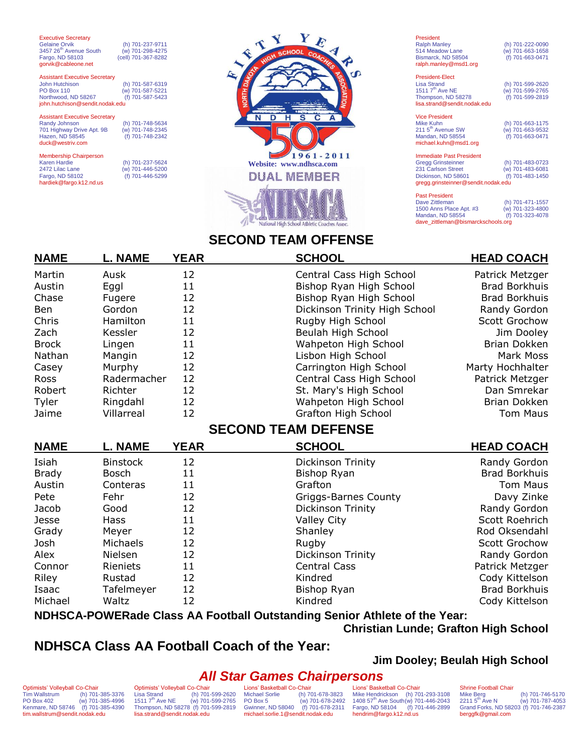Executive Secretary
Gelaine Orvik (h) 701-237-9711
3457 26th Avenue South (w) 701-298-4275
Fargo, ND 58103 (cell) 701-367-8282
gorvik@cableone.net

Assistant Executive Secretary
John Hutchison (h) 701-587-6319
PO Box 110 (w) 701-587-5221
Northwood, ND 58267 (f) 701-587-5423
john.hutchison@sendit.nodak.edu

Assistant Executive Secretary
Randy Johnson (h) 701-748-5634
701 Highway Drive Apt. 9B (w) 701-748-2345
Hazen, ND 58545 (f) 701-748-2342
duck@westriv.com

Membership Chairperson
Karen Hardie (h) 701-237-5624
2472 Lilac Lane (w) 701-446-5200
Fargo, ND 58102 (f) 701-446-5299
hardiek@fargo.k12.nd.us

FIFTY YEARS
NORTH DAKOTA HIGH SCHOOL COACHES ASSOCIATION
N D H S C A
50
1961-2011
Website: www.ndhsca.com
DUAL MEMBER
NHSACA
National High School Athletic Coaches Assoc.

President
Ralph Manley (h) 701-222-0090
514 Meadow Lane (w) 701-663-1658
Bismarck, ND 58504 (f) 701-663-0471
ralph.manley@msd1.org

President-Elect
Lisa Strand (h) 701-599-2620
1511 7th Ave NE (w) 701-599-2765
Thompson, ND 58278 (f) 701-599-2819
lisa.strand@sendit.nodak.edu

Vice President
Mike Kuhn (h) 701-663-1175
211 5th Avenue SW (w) 701-663-9532
Mandan, ND 58554 (f) 701-663-0471
michael.kuhn@msd1.org

Immediate Past President
Gregg Grinsteinner (h) 701-483-0723
231 Carlson Street (w) 701-483-6081
Dickinson, ND 58601 (f) 701-483-1450
gregg.grinsteinner@sendit.nodak.edu

Past President
Dave Zittleman (h) 701-471-1557
1500 Anns Place Apt. #3 (w) 701-323-4800
Mandan, ND 58554 (f) 701-323-4078
dave_zittleman@bismarckschools.org

## SECOND TEAM OFFENSE

| NAME | L. NAME | YEAR | SCHOOL | HEAD COACH |
|---|---|---|---|---|
| Martin | Ausk | 12 | Central Cass High School | Patrick Metzger |
| Austin | Eggl | 11 | Bishop Ryan High School | Brad Borkhuis |
| Chase | Fugere | 12 | Bishop Ryan High School | Brad Borkhuis |
| Ben | Gordon | 12 | Dickinson Trinity High School | Randy Gordon |
| Chris | Hamilton | 11 | Rugby High School | Scott Grochow |
| Zach | Kessler | 12 | Beulah High School | Jim Dooley |
| Brock | Lingen | 11 | Wahpeton High School | Brian Dokken |
| Nathan | Mangin | 12 | Lisbon High School | Mark Moss |
| Casey | Murphy | 12 | Carrington High School | Marty Hochhalter |
| Ross | Radermacher | 12 | Central Cass High School | Patrick Metzger |
| Robert | Richter | 12 | St. Mary's High School | Dan Smrekar |
| Tyler | Ringdahl | 12 | Wahpeton High School | Brian Dokken |
| Jaime | Villarreal | 12 | Grafton High School | Tom Maus |

## SECOND TEAM DEFENSE

| NAME | L. NAME | YEAR | SCHOOL | HEAD COACH |
|---|---|---|---|---|
| Isiah | Binstock | 12 | Dickinson Trinity | Randy Gordon |
| Brady | Bosch | 11 | Bishop Ryan | Brad Borkhuis |
| Austin | Conteras | 11 | Grafton | Tom Maus |
| Pete | Fehr | 12 | Griggs-Barnes County | Davy Zinke |
| Jacob | Good | 12 | Dickinson Trinity | Randy Gordon |
| Jesse | Hass | 11 | Valley City | Scott Roehrich |
| Grady | Meyer | 12 | Shanley | Rod Oksendahl |
| Josh | Michaels | 12 | Rugby | Scott Grochow |
| Alex | Nielsen | 12 | Dickinson Trinity | Randy Gordon |
| Connor | Rieniets | 11 | Central Cass | Patrick Metzger |
| Riley | Rustad | 12 | Kindred | Cody Kittelson |
| Isaac | Tafelmeyer | 12 | Bishop Ryan | Brad Borkhuis |
| Michael | Waltz | 12 | Kindred | Cody Kittelson |

**NDHSCA-POWERade Class AA Football Outstanding Senior Athlete of the Year:**
**Christian Lunde; Grafton High School**

## NDHSCA Class AA Football Coach of the Year:

**Jim Dooley; Beulah High School**

## *All Star Games Chairpersons*

Optimists' Volleyball Co-Chair
Tim Wallstrum (h) 701-385-3376
PO Box 402 (w) 701-385-4996
Kenmare, ND 58746 (f) 701-385-4390
tim.wallstrum@sendit.nodak.edu

Optimists' Volleyball Co-Chair
Lisa Strand (h) 701-599-2620
1511 7th Ave NE (w) 701-599-2765
Thompson, ND 58278 (f) 701-599-2819
lisa.strand@sendit.nodak.edu

Lions' Basketball Co-Chair
Michael Sorlie (h) 701-678-3823
PO Box 5 (w) 701-678-2492
Gwinner, ND 58040 (f) 701-678-2311
michael.sorlie.1@sendit.nodak.edu

Lions' Basketball Co-Chair
Mike Hendrickson (h) 701-293-3108
1408 57th Ave South (w) 701-446-2043
Fargo, ND 58104 (f) 701-446-2899
hendrim@fargo.k12.nd.us

Shrine Football Chair
Mike Berg (h) 701-746-5170
2211 5th Ave N (w) 701-787-4053
Grand Forks, ND 58203 (f) 701-746-2387
berggfk@gmail.com